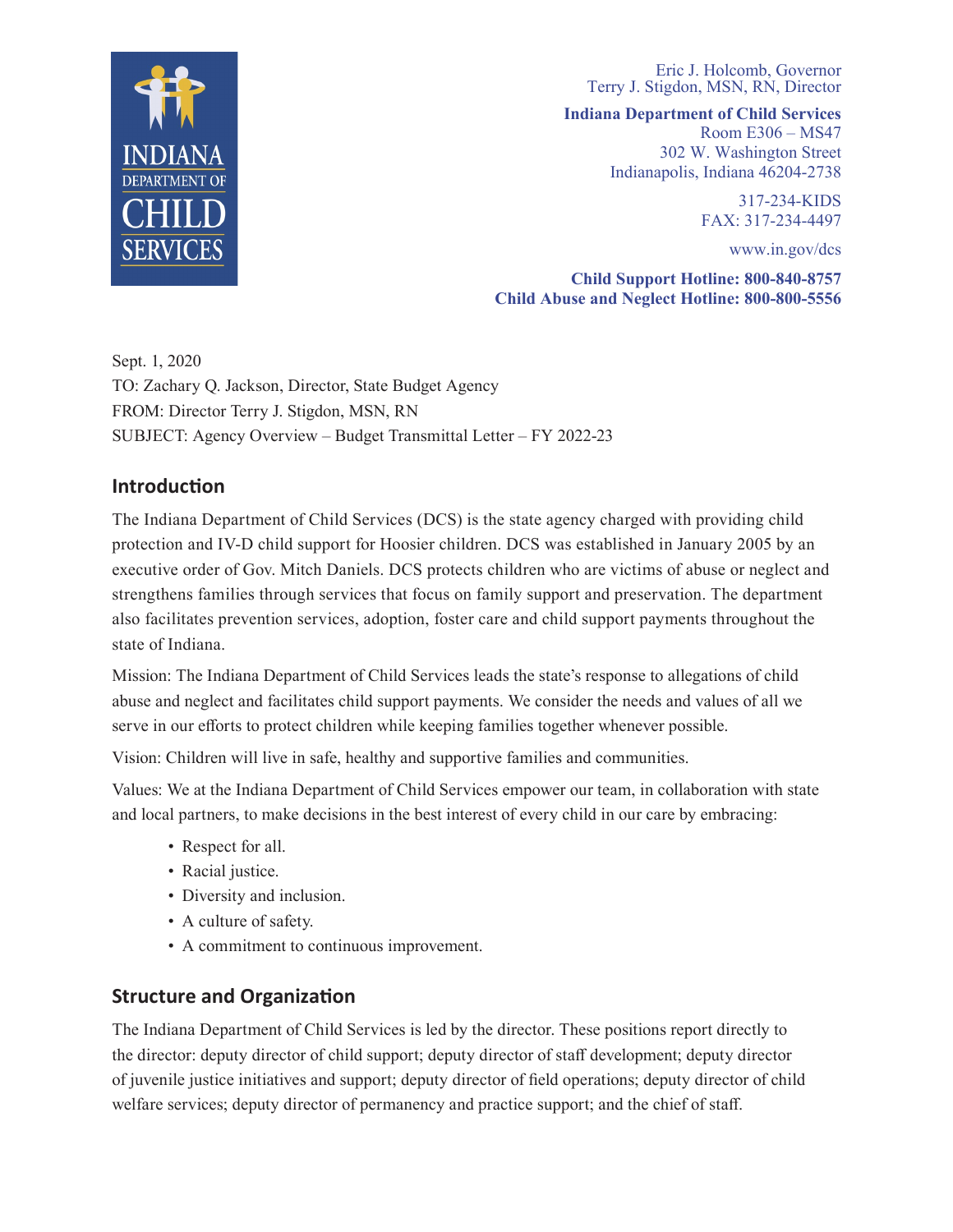Eric J. Holcomb, Governor
Terry J. Stigdon, MSN, RN, Director

**Indiana Department of Child Services**
Room E306 – MS47
302 W. Washington Street
Indianapolis, Indiana 46204-2738

317-234-KIDS
FAX: 317-234-4497

www.in.gov/dcs

**Child Support Hotline: 800-840-8757**
**Child Abuse and Neglect Hotline: 800-800-5556**

Sept. 1, 2020
TO: Zachary Q. Jackson, Director, State Budget Agency
FROM: Director Terry J. Stigdon, MSN, RN
SUBJECT: Agency Overview – Budget Transmittal Letter – FY 2022-23

## Introduction

The Indiana Department of Child Services (DCS) is the state agency charged with providing child protection and IV-D child support for Hoosier children. DCS was established in January 2005 by an executive order of Gov. Mitch Daniels. DCS protects children who are victims of abuse or neglect and strengthens families through services that focus on family support and preservation. The department also facilitates prevention services, adoption, foster care and child support payments throughout the state of Indiana.

Mission: The Indiana Department of Child Services leads the state's response to allegations of child abuse and neglect and facilitates child support payments. We consider the needs and values of all we serve in our efforts to protect children while keeping families together whenever possible.

Vision: Children will live in safe, healthy and supportive families and communities.

Values: We at the Indiana Department of Child Services empower our team, in collaboration with state and local partners, to make decisions in the best interest of every child in our care by embracing:

- Respect for all.
- Racial justice.
- Diversity and inclusion.
- A culture of safety.
- A commitment to continuous improvement.

## Structure and Organization

The Indiana Department of Child Services is led by the director. These positions report directly to the director: deputy director of child support; deputy director of staff development; deputy director of juvenile justice initiatives and support; deputy director of field operations; deputy director of child welfare services; deputy director of permanency and practice support; and the chief of staff.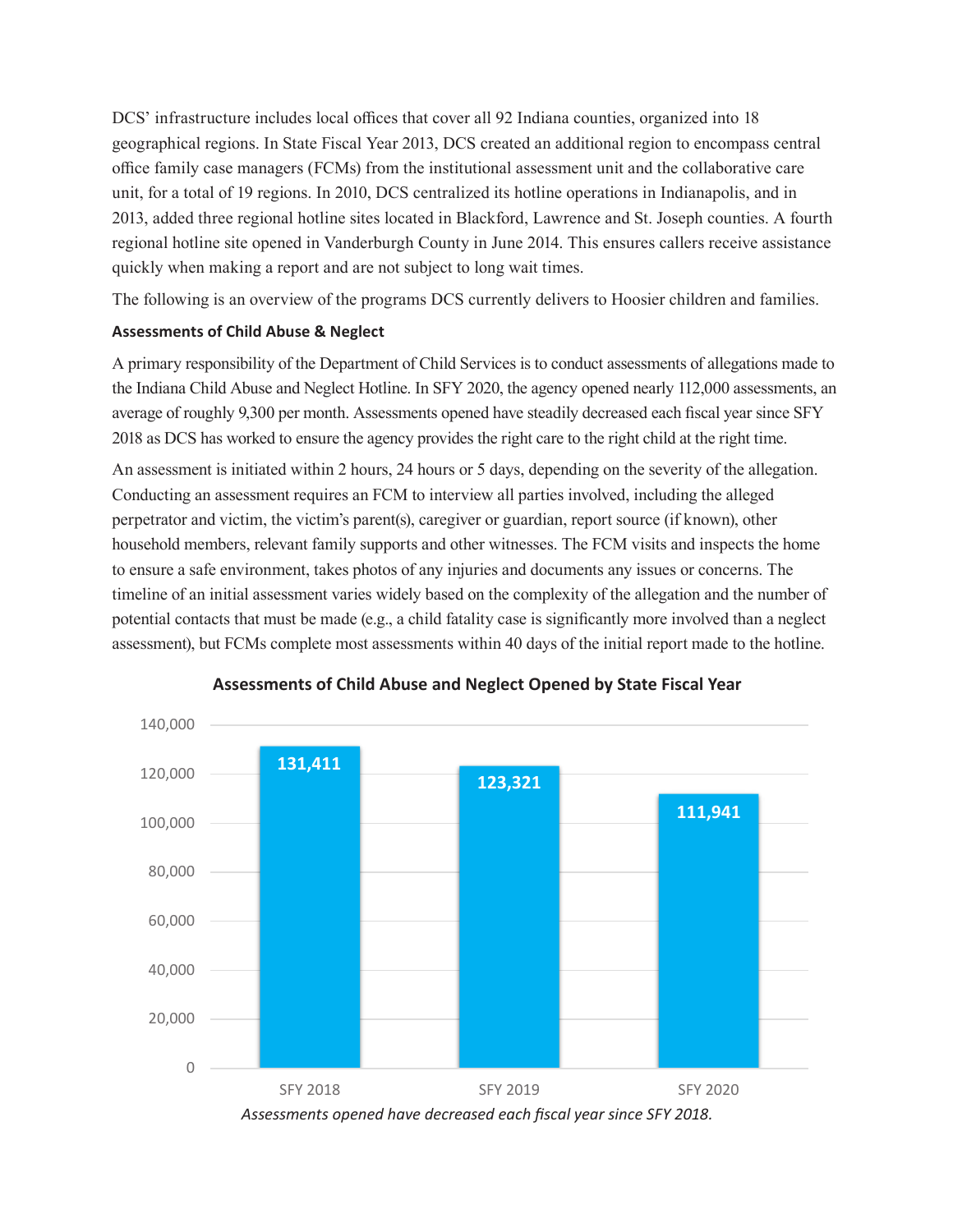DCS' infrastructure includes local offices that cover all 92 Indiana counties, organized into 18 geographical regions. In State Fiscal Year 2013, DCS created an additional region to encompass central office family case managers (FCMs) from the institutional assessment unit and the collaborative care unit, for a total of 19 regions. In 2010, DCS centralized its hotline operations in Indianapolis, and in 2013, added three regional hotline sites located in Blackford, Lawrence and St. Joseph counties. A fourth regional hotline site opened in Vanderburgh County in June 2014. This ensures callers receive assistance quickly when making a report and are not subject to long wait times.

The following is an overview of the programs DCS currently delivers to Hoosier children and families.

### Assessments of Child Abuse & Neglect

A primary responsibility of the Department of Child Services is to conduct assessments of allegations made to the Indiana Child Abuse and Neglect Hotline. In SFY 2020, the agency opened nearly 112,000 assessments, an average of roughly 9,300 per month. Assessments opened have steadily decreased each fiscal year since SFY 2018 as DCS has worked to ensure the agency provides the right care to the right child at the right time.

An assessment is initiated within 2 hours, 24 hours or 5 days, depending on the severity of the allegation. Conducting an assessment requires an FCM to interview all parties involved, including the alleged perpetrator and victim, the victim's parent(s), caregiver or guardian, report source (if known), other household members, relevant family supports and other witnesses. The FCM visits and inspects the home to ensure a safe environment, takes photos of any injuries and documents any issues or concerns. The timeline of an initial assessment varies widely based on the complexity of the allegation and the number of potential contacts that must be made (e.g., a child fatality case is significantly more involved than a neglect assessment), but FCMs complete most assessments within 40 days of the initial report made to the hotline.

**Assessments of Child Abuse and Neglect Opened by State Fiscal Year**

| State Fiscal Year | Assessments Opened |
|---|---|
| SFY 2018 | 131,411 |
| SFY 2019 | 123,321 |
| SFY 2020 | 111,941 |

*Assessments opened have decreased each fiscal year since SFY 2018.*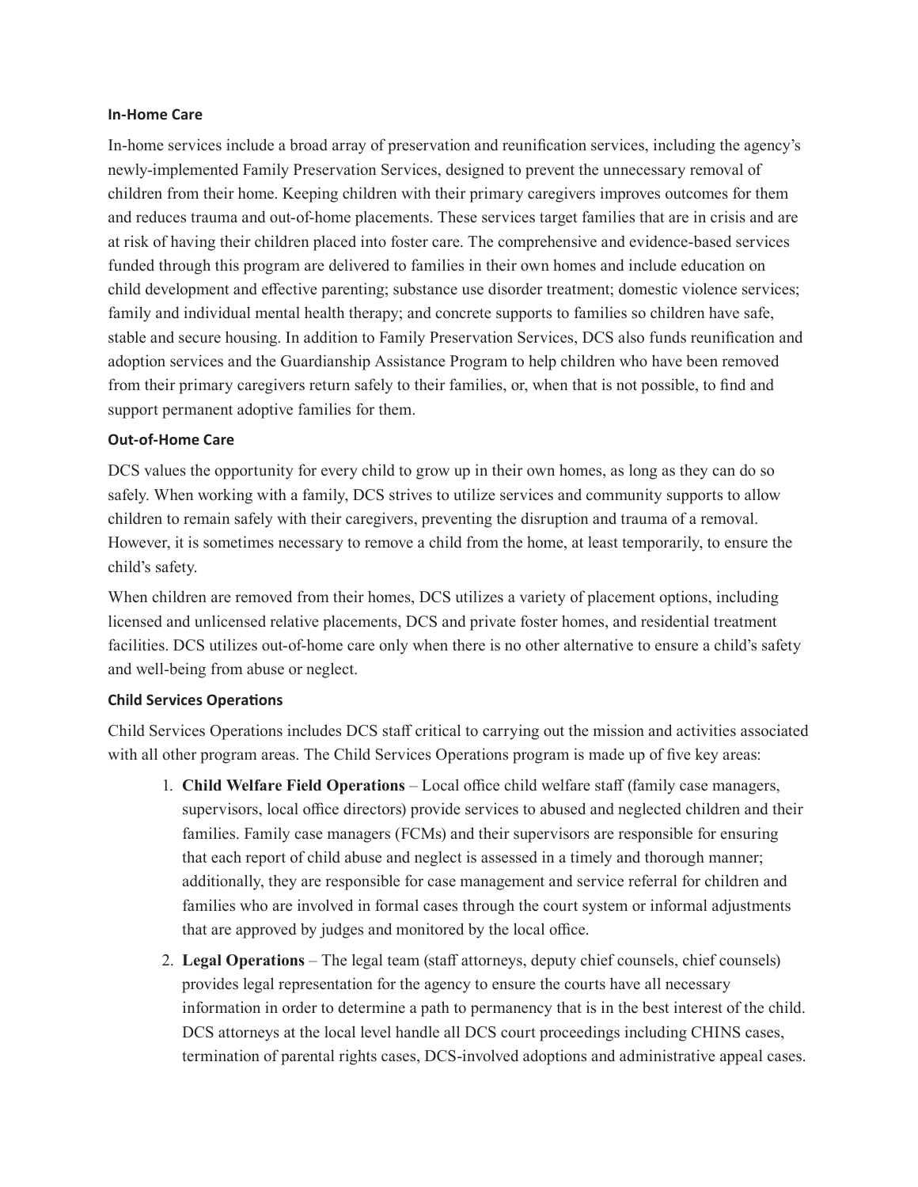### In-Home Care

In-home services include a broad array of preservation and reunification services, including the agency's newly-implemented Family Preservation Services, designed to prevent the unnecessary removal of children from their home. Keeping children with their primary caregivers improves outcomes for them and reduces trauma and out-of-home placements. These services target families that are in crisis and are at risk of having their children placed into foster care. The comprehensive and evidence-based services funded through this program are delivered to families in their own homes and include education on child development and effective parenting; substance use disorder treatment; domestic violence services; family and individual mental health therapy; and concrete supports to families so children have safe, stable and secure housing. In addition to Family Preservation Services, DCS also funds reunification and adoption services and the Guardianship Assistance Program to help children who have been removed from their primary caregivers return safely to their families, or, when that is not possible, to find and support permanent adoptive families for them.

### Out-of-Home Care

DCS values the opportunity for every child to grow up in their own homes, as long as they can do so safely. When working with a family, DCS strives to utilize services and community supports to allow children to remain safely with their caregivers, preventing the disruption and trauma of a removal. However, it is sometimes necessary to remove a child from the home, at least temporarily, to ensure the child's safety.

When children are removed from their homes, DCS utilizes a variety of placement options, including licensed and unlicensed relative placements, DCS and private foster homes, and residential treatment facilities. DCS utilizes out-of-home care only when there is no other alternative to ensure a child's safety and well-being from abuse or neglect.

### Child Services Operations

Child Services Operations includes DCS staff critical to carrying out the mission and activities associated with all other program areas. The Child Services Operations program is made up of five key areas:

1. **Child Welfare Field Operations** – Local office child welfare staff (family case managers, supervisors, local office directors) provide services to abused and neglected children and their families. Family case managers (FCMs) and their supervisors are responsible for ensuring that each report of child abuse and neglect is assessed in a timely and thorough manner; additionally, they are responsible for case management and service referral for children and families who are involved in formal cases through the court system or informal adjustments that are approved by judges and monitored by the local office.
2. **Legal Operations** – The legal team (staff attorneys, deputy chief counsels, chief counsels) provides legal representation for the agency to ensure the courts have all necessary information in order to determine a path to permanency that is in the best interest of the child. DCS attorneys at the local level handle all DCS court proceedings including CHINS cases, termination of parental rights cases, DCS-involved adoptions and administrative appeal cases.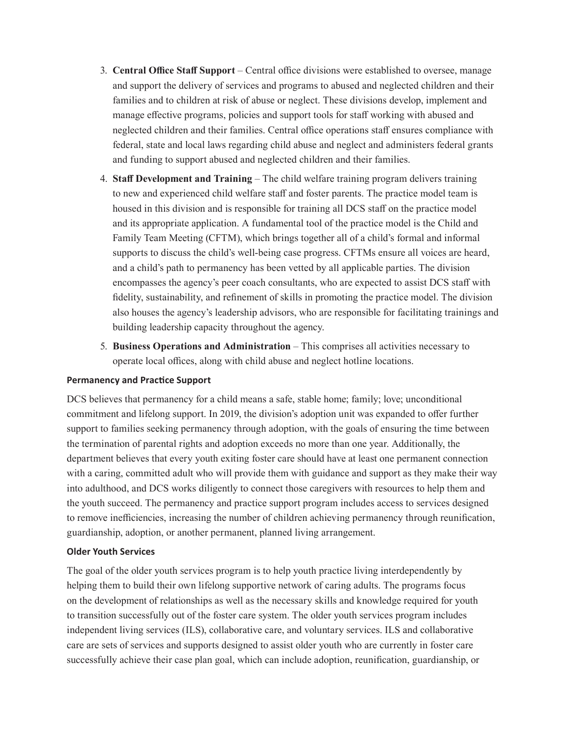3. **Central Office Staff Support** – Central office divisions were established to oversee, manage and support the delivery of services and programs to abused and neglected children and their families and to children at risk of abuse or neglect. These divisions develop, implement and manage effective programs, policies and support tools for staff working with abused and neglected children and their families. Central office operations staff ensures compliance with federal, state and local laws regarding child abuse and neglect and administers federal grants and funding to support abused and neglected children and their families.
4. **Staff Development and Training** – The child welfare training program delivers training to new and experienced child welfare staff and foster parents. The practice model team is housed in this division and is responsible for training all DCS staff on the practice model and its appropriate application. A fundamental tool of the practice model is the Child and Family Team Meeting (CFTM), which brings together all of a child's formal and informal supports to discuss the child's well-being case progress. CFTMs ensure all voices are heard, and a child's path to permanency has been vetted by all applicable parties. The division encompasses the agency's peer coach consultants, who are expected to assist DCS staff with fidelity, sustainability, and refinement of skills in promoting the practice model. The division also houses the agency's leadership advisors, who are responsible for facilitating trainings and building leadership capacity throughout the agency.
5. **Business Operations and Administration** – This comprises all activities necessary to operate local offices, along with child abuse and neglect hotline locations.

### Permanency and Practice Support

DCS believes that permanency for a child means a safe, stable home; family; love; unconditional commitment and lifelong support. In 2019, the division's adoption unit was expanded to offer further support to families seeking permanency through adoption, with the goals of ensuring the time between the termination of parental rights and adoption exceeds no more than one year. Additionally, the department believes that every youth exiting foster care should have at least one permanent connection with a caring, committed adult who will provide them with guidance and support as they make their way into adulthood, and DCS works diligently to connect those caregivers with resources to help them and the youth succeed. The permanency and practice support program includes access to services designed to remove inefficiencies, increasing the number of children achieving permanency through reunification, guardianship, adoption, or another permanent, planned living arrangement.

### Older Youth Services

The goal of the older youth services program is to help youth practice living interdependently by helping them to build their own lifelong supportive network of caring adults. The programs focus on the development of relationships as well as the necessary skills and knowledge required for youth to transition successfully out of the foster care system. The older youth services program includes independent living services (ILS), collaborative care, and voluntary services. ILS and collaborative care are sets of services and supports designed to assist older youth who are currently in foster care successfully achieve their case plan goal, which can include adoption, reunification, guardianship, or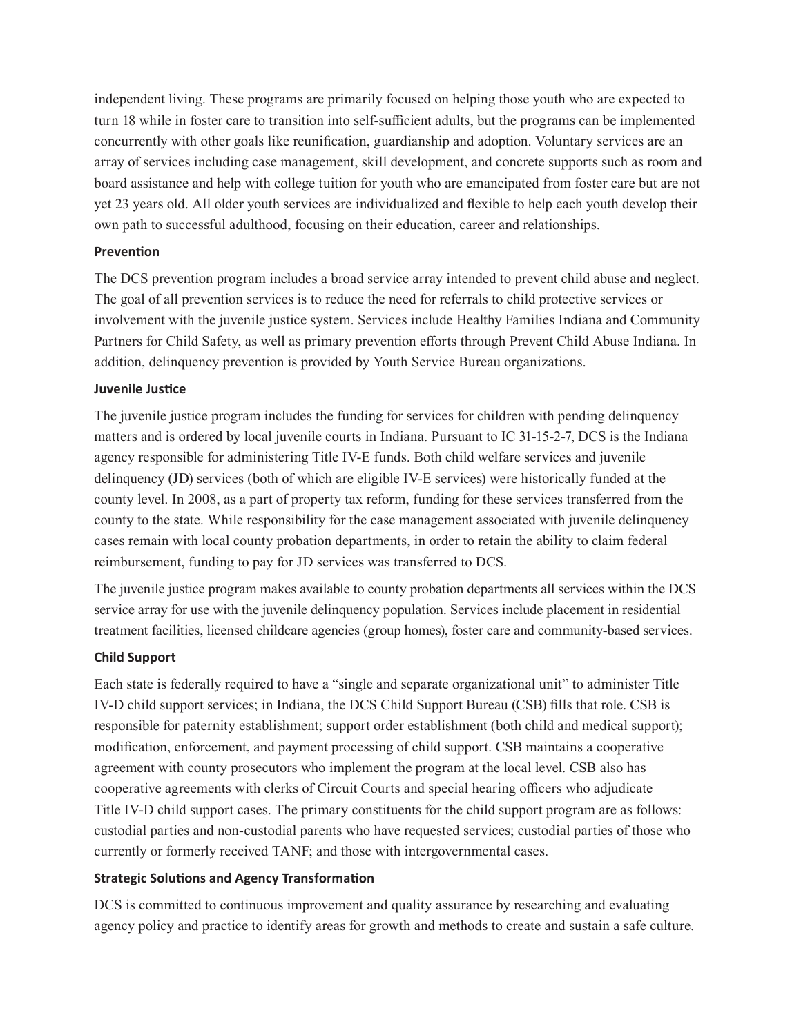independent living. These programs are primarily focused on helping those youth who are expected to turn 18 while in foster care to transition into self-sufficient adults, but the programs can be implemented concurrently with other goals like reunification, guardianship and adoption. Voluntary services are an array of services including case management, skill development, and concrete supports such as room and board assistance and help with college tuition for youth who are emancipated from foster care but are not yet 23 years old. All older youth services are individualized and flexible to help each youth develop their own path to successful adulthood, focusing on their education, career and relationships.

**Prevention**

The DCS prevention program includes a broad service array intended to prevent child abuse and neglect. The goal of all prevention services is to reduce the need for referrals to child protective services or involvement with the juvenile justice system. Services include Healthy Families Indiana and Community Partners for Child Safety, as well as primary prevention efforts through Prevent Child Abuse Indiana. In addition, delinquency prevention is provided by Youth Service Bureau organizations.

**Juvenile Justice**

The juvenile justice program includes the funding for services for children with pending delinquency matters and is ordered by local juvenile courts in Indiana. Pursuant to IC 31-15-2-7, DCS is the Indiana agency responsible for administering Title IV-E funds. Both child welfare services and juvenile delinquency (JD) services (both of which are eligible IV-E services) were historically funded at the county level. In 2008, as a part of property tax reform, funding for these services transferred from the county to the state. While responsibility for the case management associated with juvenile delinquency cases remain with local county probation departments, in order to retain the ability to claim federal reimbursement, funding to pay for JD services was transferred to DCS.

The juvenile justice program makes available to county probation departments all services within the DCS service array for use with the juvenile delinquency population. Services include placement in residential treatment facilities, licensed childcare agencies (group homes), foster care and community-based services.

**Child Support**

Each state is federally required to have a "single and separate organizational unit" to administer Title IV-D child support services; in Indiana, the DCS Child Support Bureau (CSB) fills that role. CSB is responsible for paternity establishment; support order establishment (both child and medical support); modification, enforcement, and payment processing of child support. CSB maintains a cooperative agreement with county prosecutors who implement the program at the local level. CSB also has cooperative agreements with clerks of Circuit Courts and special hearing officers who adjudicate Title IV-D child support cases. The primary constituents for the child support program are as follows: custodial parties and non-custodial parents who have requested services; custodial parties of those who currently or formerly received TANF; and those with intergovernmental cases.

**Strategic Solutions and Agency Transformation**

DCS is committed to continuous improvement and quality assurance by researching and evaluating agency policy and practice to identify areas for growth and methods to create and sustain a safe culture.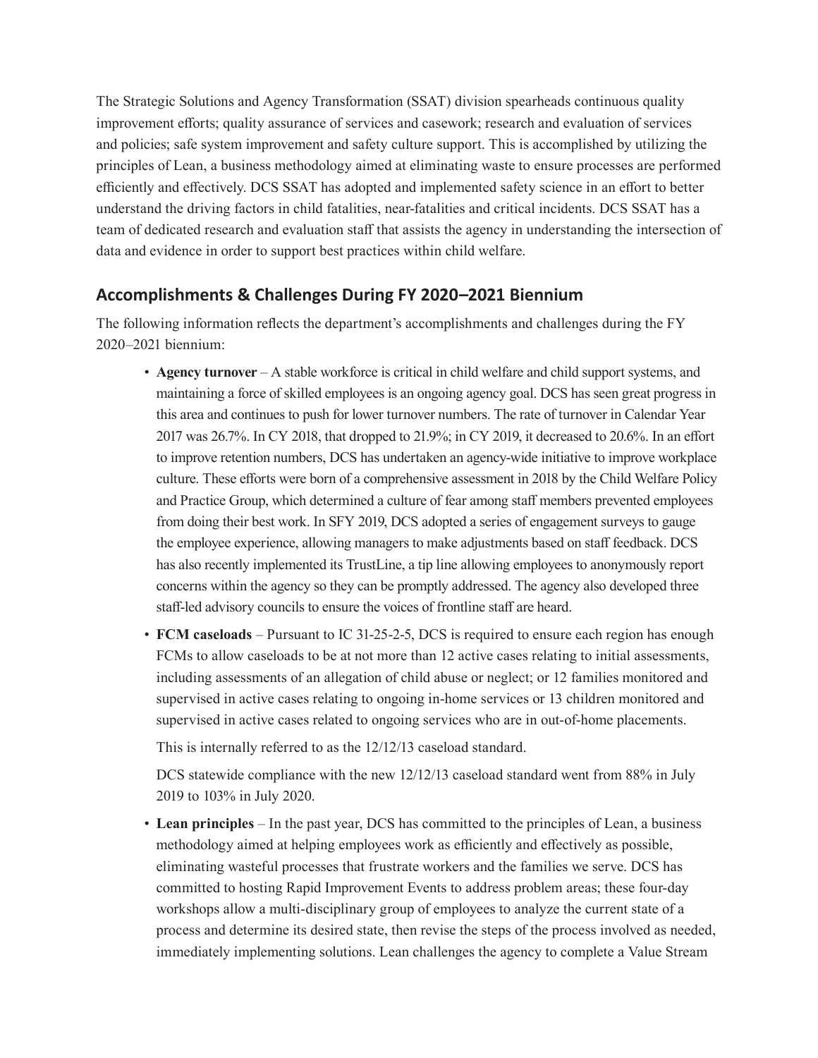The Strategic Solutions and Agency Transformation (SSAT) division spearheads continuous quality improvement efforts; quality assurance of services and casework; research and evaluation of services and policies; safe system improvement and safety culture support. This is accomplished by utilizing the principles of Lean, a business methodology aimed at eliminating waste to ensure processes are performed efficiently and effectively. DCS SSAT has adopted and implemented safety science in an effort to better understand the driving factors in child fatalities, near-fatalities and critical incidents. DCS SSAT has a team of dedicated research and evaluation staff that assists the agency in understanding the intersection of data and evidence in order to support best practices within child welfare.

## Accomplishments & Challenges During FY 2020–2021 Biennium

The following information reflects the department's accomplishments and challenges during the FY 2020–2021 biennium:

- **Agency turnover** – A stable workforce is critical in child welfare and child support systems, and maintaining a force of skilled employees is an ongoing agency goal. DCS has seen great progress in this area and continues to push for lower turnover numbers. The rate of turnover in Calendar Year 2017 was 26.7%. In CY 2018, that dropped to 21.9%; in CY 2019, it decreased to 20.6%. In an effort to improve retention numbers, DCS has undertaken an agency-wide initiative to improve workplace culture. These efforts were born of a comprehensive assessment in 2018 by the Child Welfare Policy and Practice Group, which determined a culture of fear among staff members prevented employees from doing their best work. In SFY 2019, DCS adopted a series of engagement surveys to gauge the employee experience, allowing managers to make adjustments based on staff feedback. DCS has also recently implemented its TrustLine, a tip line allowing employees to anonymously report concerns within the agency so they can be promptly addressed. The agency also developed three staff-led advisory councils to ensure the voices of frontline staff are heard.
- **FCM caseloads** – Pursuant to IC 31-25-2-5, DCS is required to ensure each region has enough FCMs to allow caseloads to be at not more than 12 active cases relating to initial assessments, including assessments of an allegation of child abuse or neglect; or 12 families monitored and supervised in active cases relating to ongoing in-home services or 13 children monitored and supervised in active cases related to ongoing services who are in out-of-home placements.

  This is internally referred to as the 12/12/13 caseload standard.

  DCS statewide compliance with the new 12/12/13 caseload standard went from 88% in July 2019 to 103% in July 2020.
- **Lean principles** – In the past year, DCS has committed to the principles of Lean, a business methodology aimed at helping employees work as efficiently and effectively as possible, eliminating wasteful processes that frustrate workers and the families we serve. DCS has committed to hosting Rapid Improvement Events to address problem areas; these four-day workshops allow a multi-disciplinary group of employees to analyze the current state of a process and determine its desired state, then revise the steps of the process involved as needed, immediately implementing solutions. Lean challenges the agency to complete a Value Stream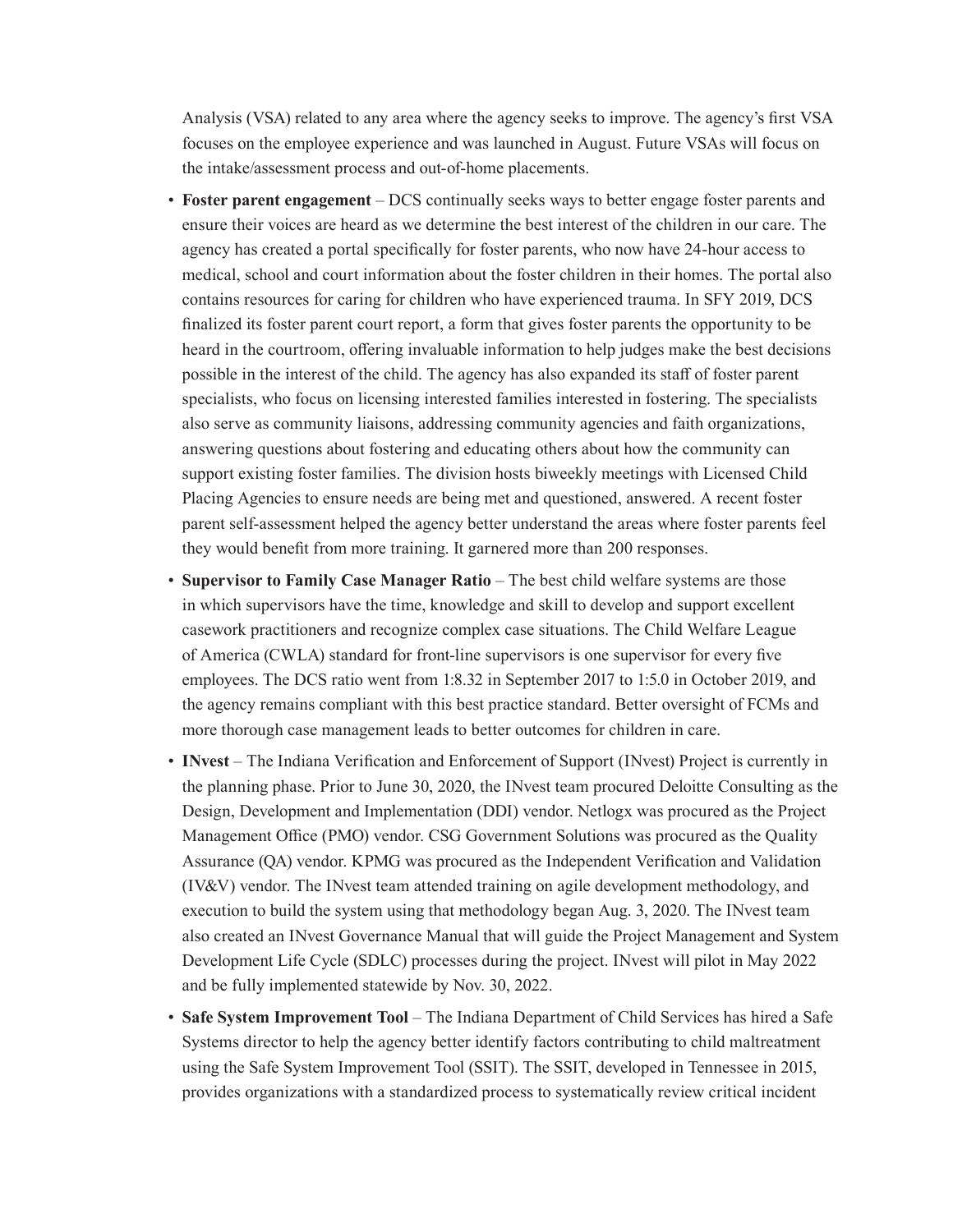Analysis (VSA) related to any area where the agency seeks to improve. The agency's first VSA focuses on the employee experience and was launched in August. Future VSAs will focus on the intake/assessment process and out-of-home placements.

- **Foster parent engagement** – DCS continually seeks ways to better engage foster parents and ensure their voices are heard as we determine the best interest of the children in our care. The agency has created a portal specifically for foster parents, who now have 24-hour access to medical, school and court information about the foster children in their homes. The portal also contains resources for caring for children who have experienced trauma. In SFY 2019, DCS finalized its foster parent court report, a form that gives foster parents the opportunity to be heard in the courtroom, offering invaluable information to help judges make the best decisions possible in the interest of the child. The agency has also expanded its staff of foster parent specialists, who focus on licensing interested families interested in fostering. The specialists also serve as community liaisons, addressing community agencies and faith organizations, answering questions about fostering and educating others about how the community can support existing foster families. The division hosts biweekly meetings with Licensed Child Placing Agencies to ensure needs are being met and questioned, answered. A recent foster parent self-assessment helped the agency better understand the areas where foster parents feel they would benefit from more training. It garnered more than 200 responses.
- **Supervisor to Family Case Manager Ratio** – The best child welfare systems are those in which supervisors have the time, knowledge and skill to develop and support excellent casework practitioners and recognize complex case situations. The Child Welfare League of America (CWLA) standard for front-line supervisors is one supervisor for every five employees. The DCS ratio went from 1:8.32 in September 2017 to 1:5.0 in October 2019, and the agency remains compliant with this best practice standard. Better oversight of FCMs and more thorough case management leads to better outcomes for children in care.
- **INvest** – The Indiana Verification and Enforcement of Support (INvest) Project is currently in the planning phase. Prior to June 30, 2020, the INvest team procured Deloitte Consulting as the Design, Development and Implementation (DDI) vendor. Netlogx was procured as the Project Management Office (PMO) vendor. CSG Government Solutions was procured as the Quality Assurance (QA) vendor. KPMG was procured as the Independent Verification and Validation (IV&V) vendor. The INvest team attended training on agile development methodology, and execution to build the system using that methodology began Aug. 3, 2020. The INvest team also created an INvest Governance Manual that will guide the Project Management and System Development Life Cycle (SDLC) processes during the project. INvest will pilot in May 2022 and be fully implemented statewide by Nov. 30, 2022.
- **Safe System Improvement Tool** – The Indiana Department of Child Services has hired a Safe Systems director to help the agency better identify factors contributing to child maltreatment using the Safe System Improvement Tool (SSIT). The SSIT, developed in Tennessee in 2015, provides organizations with a standardized process to systematically review critical incident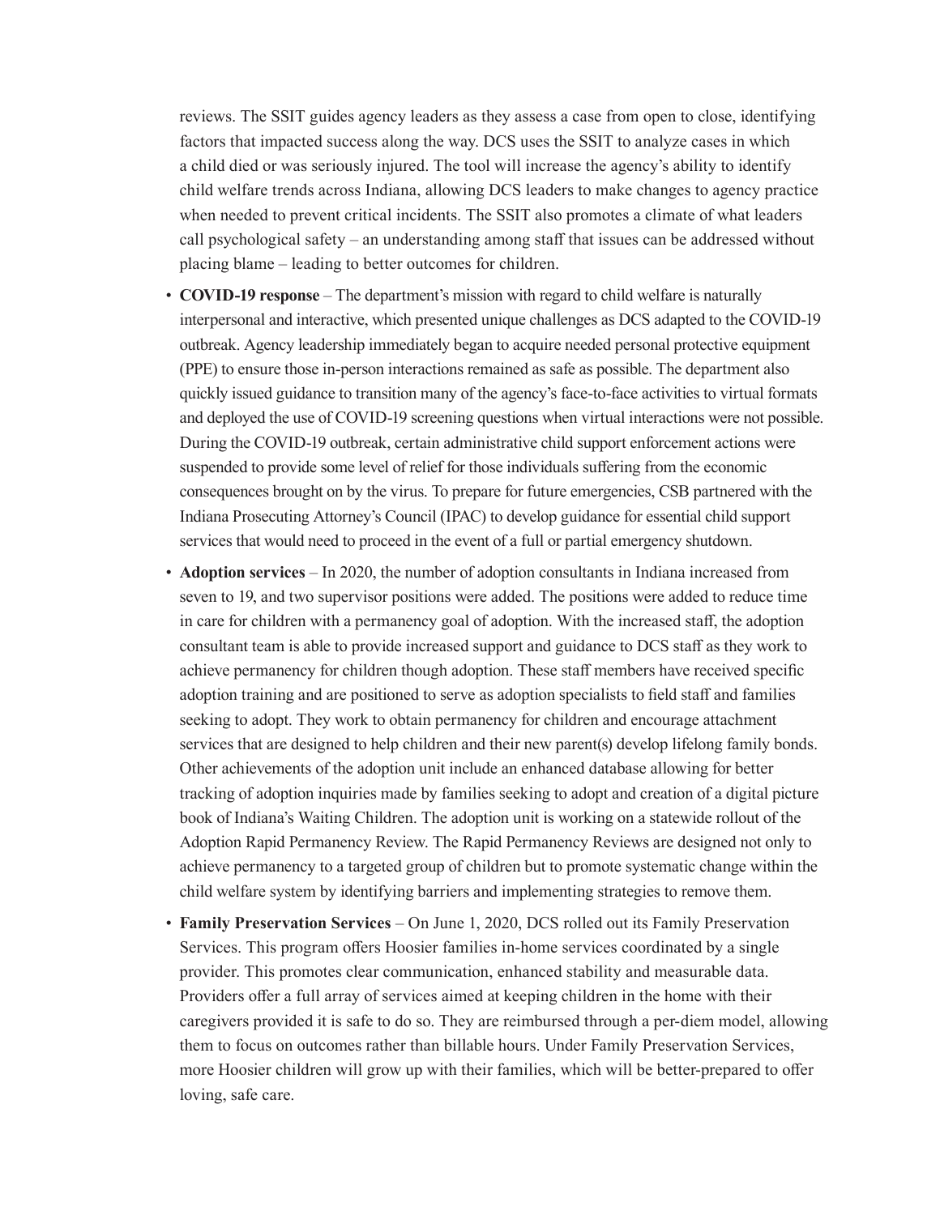reviews. The SSIT guides agency leaders as they assess a case from open to close, identifying factors that impacted success along the way. DCS uses the SSIT to analyze cases in which a child died or was seriously injured. The tool will increase the agency's ability to identify child welfare trends across Indiana, allowing DCS leaders to make changes to agency practice when needed to prevent critical incidents. The SSIT also promotes a climate of what leaders call psychological safety – an understanding among staff that issues can be addressed without placing blame – leading to better outcomes for children.

- **COVID-19 response** – The department's mission with regard to child welfare is naturally interpersonal and interactive, which presented unique challenges as DCS adapted to the COVID-19 outbreak. Agency leadership immediately began to acquire needed personal protective equipment (PPE) to ensure those in-person interactions remained as safe as possible. The department also quickly issued guidance to transition many of the agency's face-to-face activities to virtual formats and deployed the use of COVID-19 screening questions when virtual interactions were not possible. During the COVID-19 outbreak, certain administrative child support enforcement actions were suspended to provide some level of relief for those individuals suffering from the economic consequences brought on by the virus. To prepare for future emergencies, CSB partnered with the Indiana Prosecuting Attorney's Council (IPAC) to develop guidance for essential child support services that would need to proceed in the event of a full or partial emergency shutdown.
- **Adoption services** – In 2020, the number of adoption consultants in Indiana increased from seven to 19, and two supervisor positions were added. The positions were added to reduce time in care for children with a permanency goal of adoption. With the increased staff, the adoption consultant team is able to provide increased support and guidance to DCS staff as they work to achieve permanency for children though adoption. These staff members have received specific adoption training and are positioned to serve as adoption specialists to field staff and families seeking to adopt. They work to obtain permanency for children and encourage attachment services that are designed to help children and their new parent(s) develop lifelong family bonds. Other achievements of the adoption unit include an enhanced database allowing for better tracking of adoption inquiries made by families seeking to adopt and creation of a digital picture book of Indiana's Waiting Children. The adoption unit is working on a statewide rollout of the Adoption Rapid Permanency Review. The Rapid Permanency Reviews are designed not only to achieve permanency to a targeted group of children but to promote systematic change within the child welfare system by identifying barriers and implementing strategies to remove them.
- **Family Preservation Services** – On June 1, 2020, DCS rolled out its Family Preservation Services. This program offers Hoosier families in-home services coordinated by a single provider. This promotes clear communication, enhanced stability and measurable data. Providers offer a full array of services aimed at keeping children in the home with their caregivers provided it is safe to do so. They are reimbursed through a per-diem model, allowing them to focus on outcomes rather than billable hours. Under Family Preservation Services, more Hoosier children will grow up with their families, which will be better-prepared to offer loving, safe care.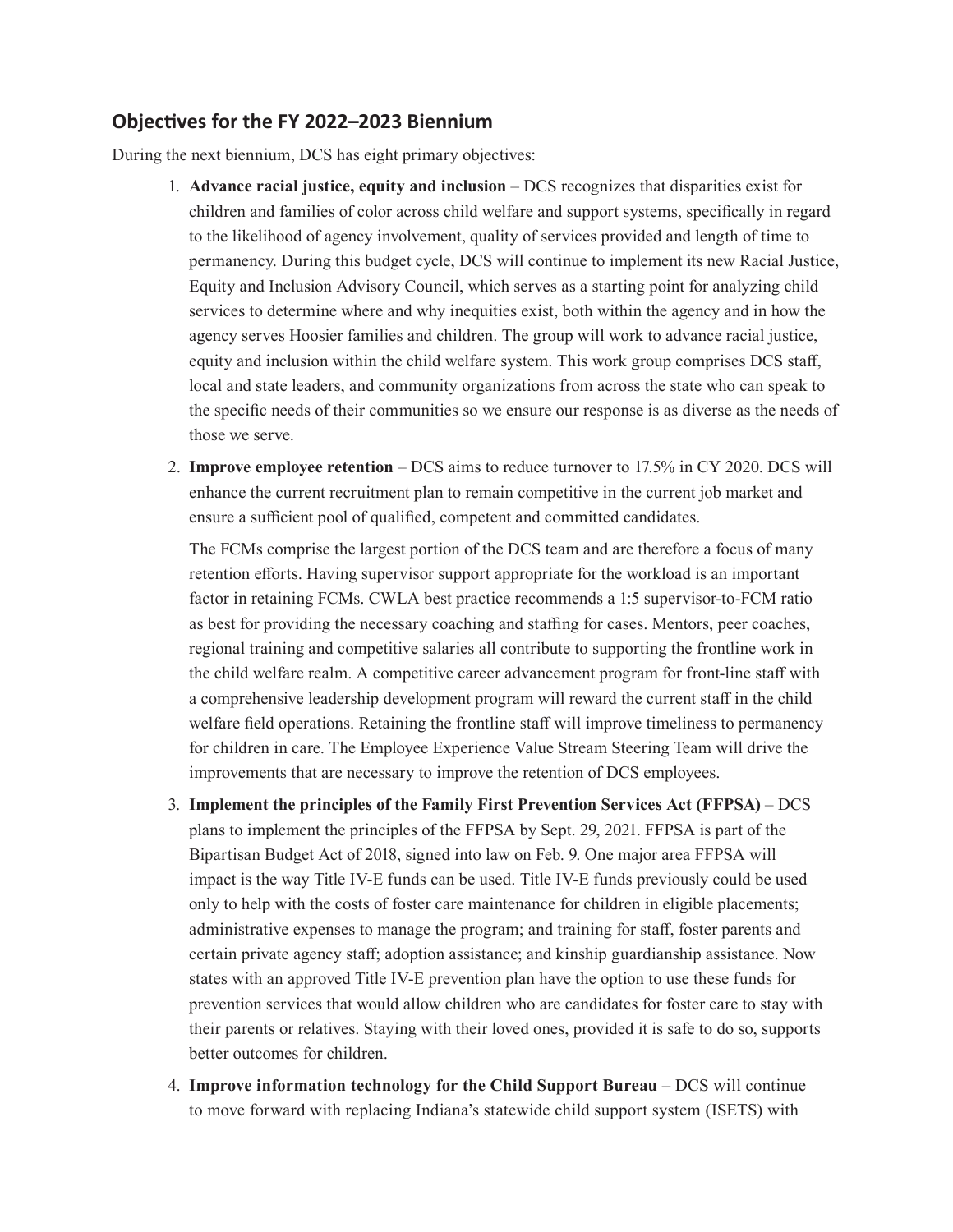## Objectives for the FY 2022–2023 Biennium

During the next biennium, DCS has eight primary objectives:

1. **Advance racial justice, equity and inclusion** – DCS recognizes that disparities exist for children and families of color across child welfare and support systems, specifically in regard to the likelihood of agency involvement, quality of services provided and length of time to permanency. During this budget cycle, DCS will continue to implement its new Racial Justice, Equity and Inclusion Advisory Council, which serves as a starting point for analyzing child services to determine where and why inequities exist, both within the agency and in how the agency serves Hoosier families and children. The group will work to advance racial justice, equity and inclusion within the child welfare system. This work group comprises DCS staff, local and state leaders, and community organizations from across the state who can speak to the specific needs of their communities so we ensure our response is as diverse as the needs of those we serve.

2. **Improve employee retention** – DCS aims to reduce turnover to 17.5% in CY 2020. DCS will enhance the current recruitment plan to remain competitive in the current job market and ensure a sufficient pool of qualified, competent and committed candidates.

   The FCMs comprise the largest portion of the DCS team and are therefore a focus of many retention efforts. Having supervisor support appropriate for the workload is an important factor in retaining FCMs. CWLA best practice recommends a 1:5 supervisor-to-FCM ratio as best for providing the necessary coaching and staffing for cases. Mentors, peer coaches, regional training and competitive salaries all contribute to supporting the frontline work in the child welfare realm. A competitive career advancement program for front-line staff with a comprehensive leadership development program will reward the current staff in the child welfare field operations. Retaining the frontline staff will improve timeliness to permanency for children in care. The Employee Experience Value Stream Steering Team will drive the improvements that are necessary to improve the retention of DCS employees.

3. **Implement the principles of the Family First Prevention Services Act (FFPSA)** – DCS plans to implement the principles of the FFPSA by Sept. 29, 2021. FFPSA is part of the Bipartisan Budget Act of 2018, signed into law on Feb. 9. One major area FFPSA will impact is the way Title IV-E funds can be used. Title IV-E funds previously could be used only to help with the costs of foster care maintenance for children in eligible placements; administrative expenses to manage the program; and training for staff, foster parents and certain private agency staff; adoption assistance; and kinship guardianship assistance. Now states with an approved Title IV-E prevention plan have the option to use these funds for prevention services that would allow children who are candidates for foster care to stay with their parents or relatives. Staying with their loved ones, provided it is safe to do so, supports better outcomes for children.

4. **Improve information technology for the Child Support Bureau** – DCS will continue to move forward with replacing Indiana's statewide child support system (ISETS) with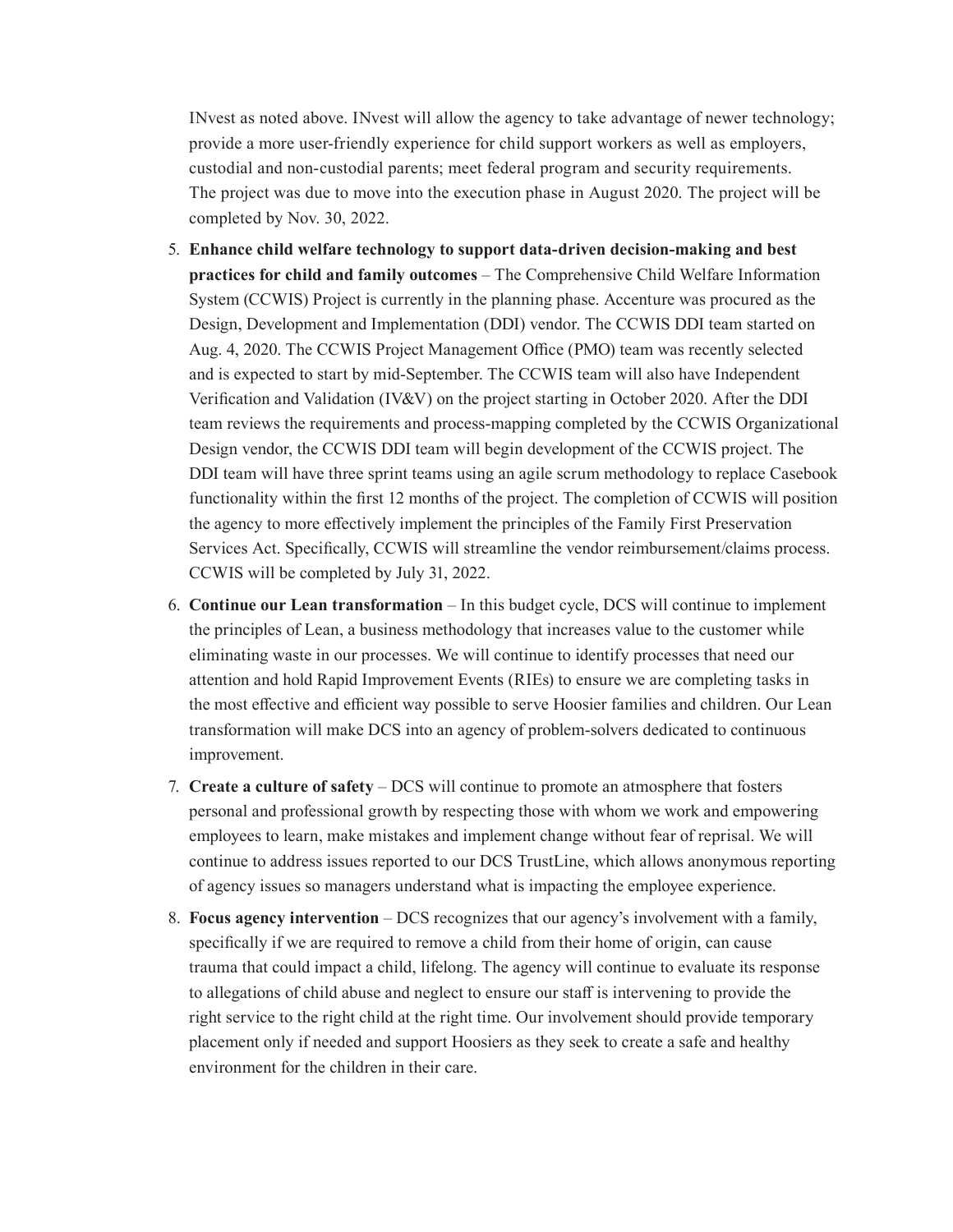INvest as noted above. INvest will allow the agency to take advantage of newer technology; provide a more user-friendly experience for child support workers as well as employers, custodial and non-custodial parents; meet federal program and security requirements. The project was due to move into the execution phase in August 2020. The project will be completed by Nov. 30, 2022.

5. **Enhance child welfare technology to support data-driven decision-making and best practices for child and family outcomes** – The Comprehensive Child Welfare Information System (CCWIS) Project is currently in the planning phase. Accenture was procured as the Design, Development and Implementation (DDI) vendor. The CCWIS DDI team started on Aug. 4, 2020. The CCWIS Project Management Office (PMO) team was recently selected and is expected to start by mid-September. The CCWIS team will also have Independent Verification and Validation (IV&V) on the project starting in October 2020. After the DDI team reviews the requirements and process-mapping completed by the CCWIS Organizational Design vendor, the CCWIS DDI team will begin development of the CCWIS project. The DDI team will have three sprint teams using an agile scrum methodology to replace Casebook functionality within the first 12 months of the project. The completion of CCWIS will position the agency to more effectively implement the principles of the Family First Preservation Services Act. Specifically, CCWIS will streamline the vendor reimbursement/claims process. CCWIS will be completed by July 31, 2022.
6. **Continue our Lean transformation** – In this budget cycle, DCS will continue to implement the principles of Lean, a business methodology that increases value to the customer while eliminating waste in our processes. We will continue to identify processes that need our attention and hold Rapid Improvement Events (RIEs) to ensure we are completing tasks in the most effective and efficient way possible to serve Hoosier families and children. Our Lean transformation will make DCS into an agency of problem-solvers dedicated to continuous improvement.
7. **Create a culture of safety** – DCS will continue to promote an atmosphere that fosters personal and professional growth by respecting those with whom we work and empowering employees to learn, make mistakes and implement change without fear of reprisal. We will continue to address issues reported to our DCS TrustLine, which allows anonymous reporting of agency issues so managers understand what is impacting the employee experience.
8. **Focus agency intervention** – DCS recognizes that our agency's involvement with a family, specifically if we are required to remove a child from their home of origin, can cause trauma that could impact a child, lifelong. The agency will continue to evaluate its response to allegations of child abuse and neglect to ensure our staff is intervening to provide the right service to the right child at the right time. Our involvement should provide temporary placement only if needed and support Hoosiers as they seek to create a safe and healthy environment for the children in their care.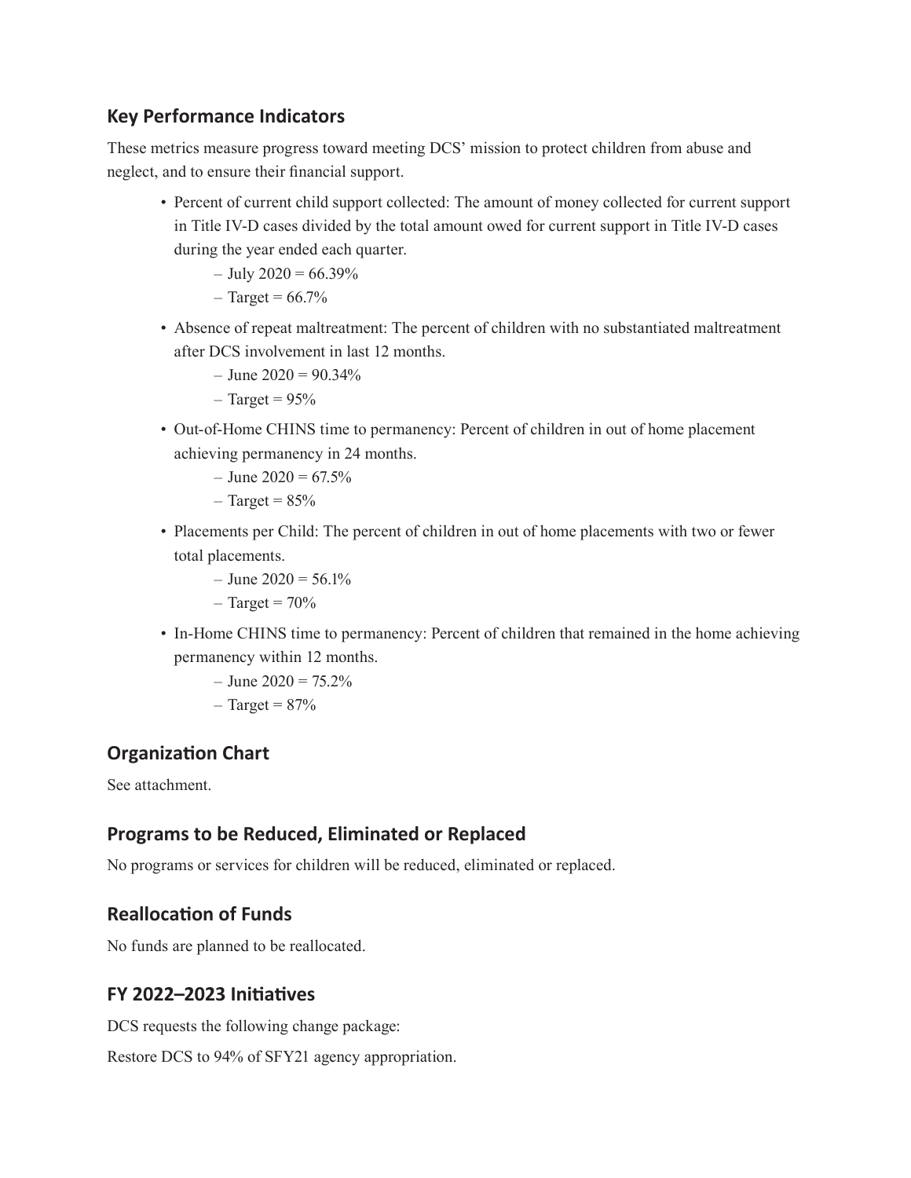## Key Performance Indicators

These metrics measure progress toward meeting DCS' mission to protect children from abuse and neglect, and to ensure their financial support.

- Percent of current child support collected: The amount of money collected for current support in Title IV-D cases divided by the total amount owed for current support in Title IV-D cases during the year ended each quarter.
  - July 2020 = 66.39%
  - Target = 66.7%
- Absence of repeat maltreatment: The percent of children with no substantiated maltreatment after DCS involvement in last 12 months.
  - June 2020 = 90.34%
  - Target = 95%
- Out-of-Home CHINS time to permanency: Percent of children in out of home placement achieving permanency in 24 months.
  - June 2020 = 67.5%
  - Target = 85%
- Placements per Child: The percent of children in out of home placements with two or fewer total placements.
  - June 2020 = 56.1%
  - Target = 70%
- In-Home CHINS time to permanency: Percent of children that remained in the home achieving permanency within 12 months.
  - June 2020 = 75.2%
  - Target = 87%

## Organization Chart

See attachment.

## Programs to be Reduced, Eliminated or Replaced

No programs or services for children will be reduced, eliminated or replaced.

## Reallocation of Funds

No funds are planned to be reallocated.

## FY 2022–2023 Initiatives

DCS requests the following change package:

Restore DCS to 94% of SFY21 agency appropriation.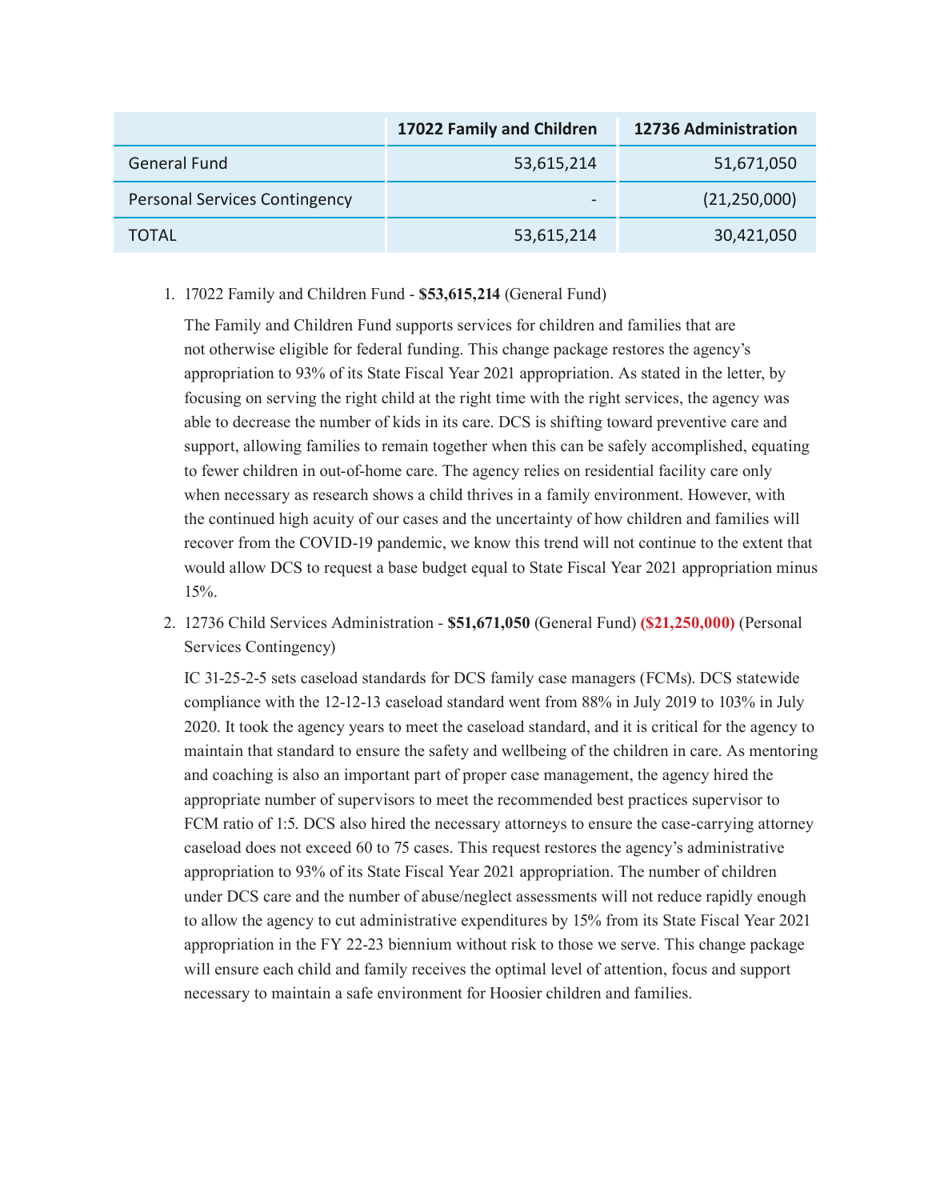| | 17022 Family and Children | 12736 Administration |
|---|---|---|
| General Fund | 53,615,214 | 51,671,050 |
| Personal Services Contingency | - | (21,250,000) |
| TOTAL | 53,615,214 | 30,421,050 |

1. 17022 Family and Children Fund - **$53,615,214** (General Fund)

   The Family and Children Fund supports services for children and families that are not otherwise eligible for federal funding. This change package restores the agency's appropriation to 93% of its State Fiscal Year 2021 appropriation. As stated in the letter, by focusing on serving the right child at the right time with the right services, the agency was able to decrease the number of kids in its care. DCS is shifting toward preventive care and support, allowing families to remain together when this can be safely accomplished, equating to fewer children in out-of-home care. The agency relies on residential facility care only when necessary as research shows a child thrives in a family environment. However, with the continued high acuity of our cases and the uncertainty of how children and families will recover from the COVID-19 pandemic, we know this trend will not continue to the extent that would allow DCS to request a base budget equal to State Fiscal Year 2021 appropriation minus 15%.

2. 12736 Child Services Administration - **$51,671,050** (General Fund) **($21,250,000)** (Personal Services Contingency)

   IC 31-25-2-5 sets caseload standards for DCS family case managers (FCMs). DCS statewide compliance with the 12-12-13 caseload standard went from 88% in July 2019 to 103% in July 2020. It took the agency years to meet the caseload standard, and it is critical for the agency to maintain that standard to ensure the safety and wellbeing of the children in care. As mentoring and coaching is also an important part of proper case management, the agency hired the appropriate number of supervisors to meet the recommended best practices supervisor to FCM ratio of 1:5. DCS also hired the necessary attorneys to ensure the case-carrying attorney caseload does not exceed 60 to 75 cases. This request restores the agency's administrative appropriation to 93% of its State Fiscal Year 2021 appropriation. The number of children under DCS care and the number of abuse/neglect assessments will not reduce rapidly enough to allow the agency to cut administrative expenditures by 15% from its State Fiscal Year 2021 appropriation in the FY 22-23 biennium without risk to those we serve. This change package will ensure each child and family receives the optimal level of attention, focus and support necessary to maintain a safe environment for Hoosier children and families.